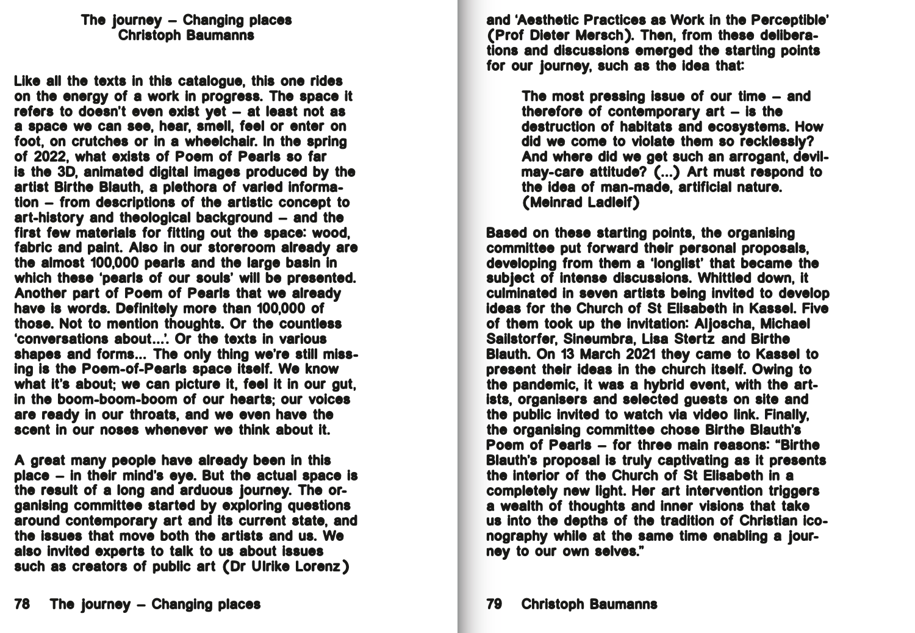# The journey – Changing places

## Christoph Baumanns

Like all the texts in this catalogue, this one rides on the energy of a work in progress. The space it refers to doesn't even exist yet – at least not as a space we can see, hear, smell, feel or enter on foot, on crutches or in a wheelchair. In the spring of 2022, what exists of Poem of Pearls so far is the 3D, animated digital images produced by the artist Birthe Blauth, a plethora of varied information – from descriptions of the artistic concept to art-history and theological background – and the first few materials for fitting out the space: wood, fabric and paint. Also in our storeroom already are the almost 100,000 pearls and the large basin in which these 'pearls of our souls' will be presented. Another part of Poem of Pearls that we already have is words. Definitely more than 100,000 of those. Not to mention thoughts. Or the countless 'conversations about...'. Or the texts in various shapes and forms... The only thing we're still missing is the Poem-of-Pearls space itself. We know what it's about; we can picture it, feel it in our gut, in the boom-boom-boom of our hearts; our voices are ready in our throats, and we even have the scent in our noses whenever we think about it.

A great many people have already been in this place – in their mind's eye. But the actual space is the result of a long and arduous journey. The organising committee started by exploring questions around contemporary art and its current state, and the issues that move both the artists and us. We also invited experts to talk to us about issues such as creators of public art (Dr Ulrike Lorenz) and 'Aesthetic Practices as Work in the Perceptible' (Prof Dieter Mersch). Then, from these deliberations and discussions emerged the starting points for our journey, such as the idea that:

> The most pressing issue of our time – and therefore of contemporary art – is the destruction of habitats and ecosystems. How did we come to violate them so recklessly? And where did we get such an arrogant, devil-may-care attitude? (...) Art must respond to the idea of man-made, artificial nature. (Meinrad Ladleif)

Based on these starting points, the organising committee put forward their personal proposals, developing from them a 'longlist' that became the subject of intense discussions. Whittled down, it culminated in seven artists being invited to develop ideas for the Church of St Elisabeth in Kassel. Five of them took up the invitation: Aljoscha, Michael Sailstorfer, Sineumbra, Lisa Stertz and Birthe Blauth. On 13 March 2021 they came to Kassel to present their ideas in the church itself. Owing to the pandemic, it was a hybrid event, with the artists, organisers and selected guests on site and the public invited to watch via video link. Finally, the organising committee chose Birthe Blauth's Poem of Pearls – for three main reasons: "Birthe Blauth's proposal is truly captivating as it presents the interior of the Church of St Elisabeth in a completely new light. Her art intervention triggers a wealth of thoughts and inner visions that take us into the depths of the tradition of Christian iconography while at the same time enabling a journey to our own selves."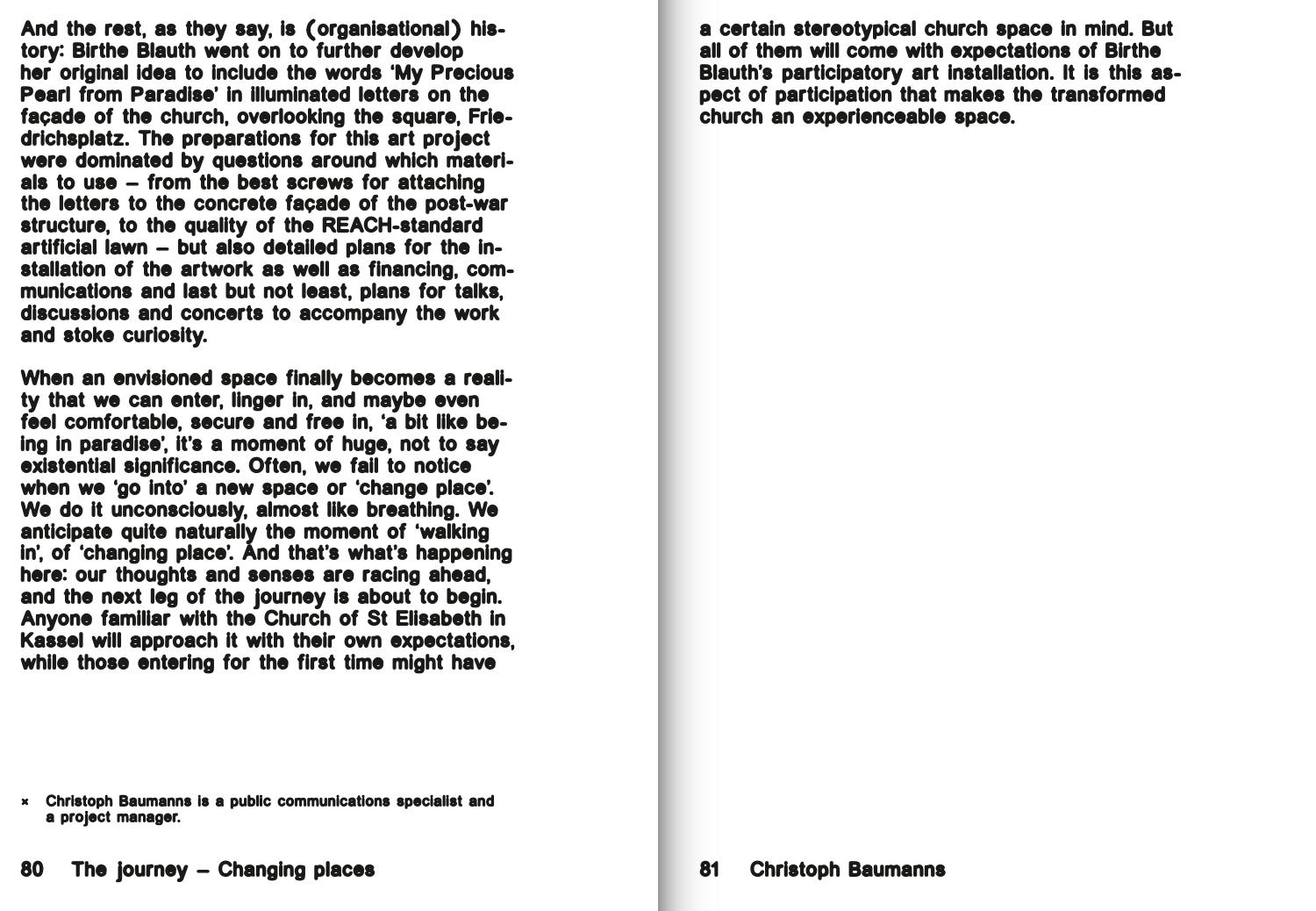And the rest, as they say, is (organisational) history: Birthe Blauth went on to further develop her original idea to include the words 'My Precious Pearl from Paradise' in illuminated letters on the façade of the church, overlooking the square, Friedrichsplatz. The preparations for this art project were dominated by questions around which materials to use – from the best screws for attaching the letters to the concrete façade of the post-war structure, to the quality of the REACH-standard artificial lawn – but also detailed plans for the installation of the artwork as well as financing, communications and last but not least, plans for talks, discussions and concerts to accompany the work and stoke curiosity.

When an envisioned space finally becomes a reality that we can enter, linger in, and maybe even feel comfortable, secure and free in, 'a bit like being in paradise', it's a moment of huge, not to say existential significance. Often, we fail to notice when we 'go into' a new space or 'change place'. We do it unconsciously, almost like breathing. We anticipate quite naturally the moment of 'walking in', of 'changing place'. And that's what's happening here: our thoughts and senses are racing ahead, and the next leg of the journey is about to begin. Anyone familiar with the Church of St Elisabeth in Kassel will approach it with their own expectations, while those entering for the first time might have a certain stereotypical church space in mind. But all of them will come with expectations of Birthe Blauth's participatory art installation. It is this aspect of participation that makes the transformed church an experienceable space.

× Christoph Baumanns is a public communications specialist and a project manager.